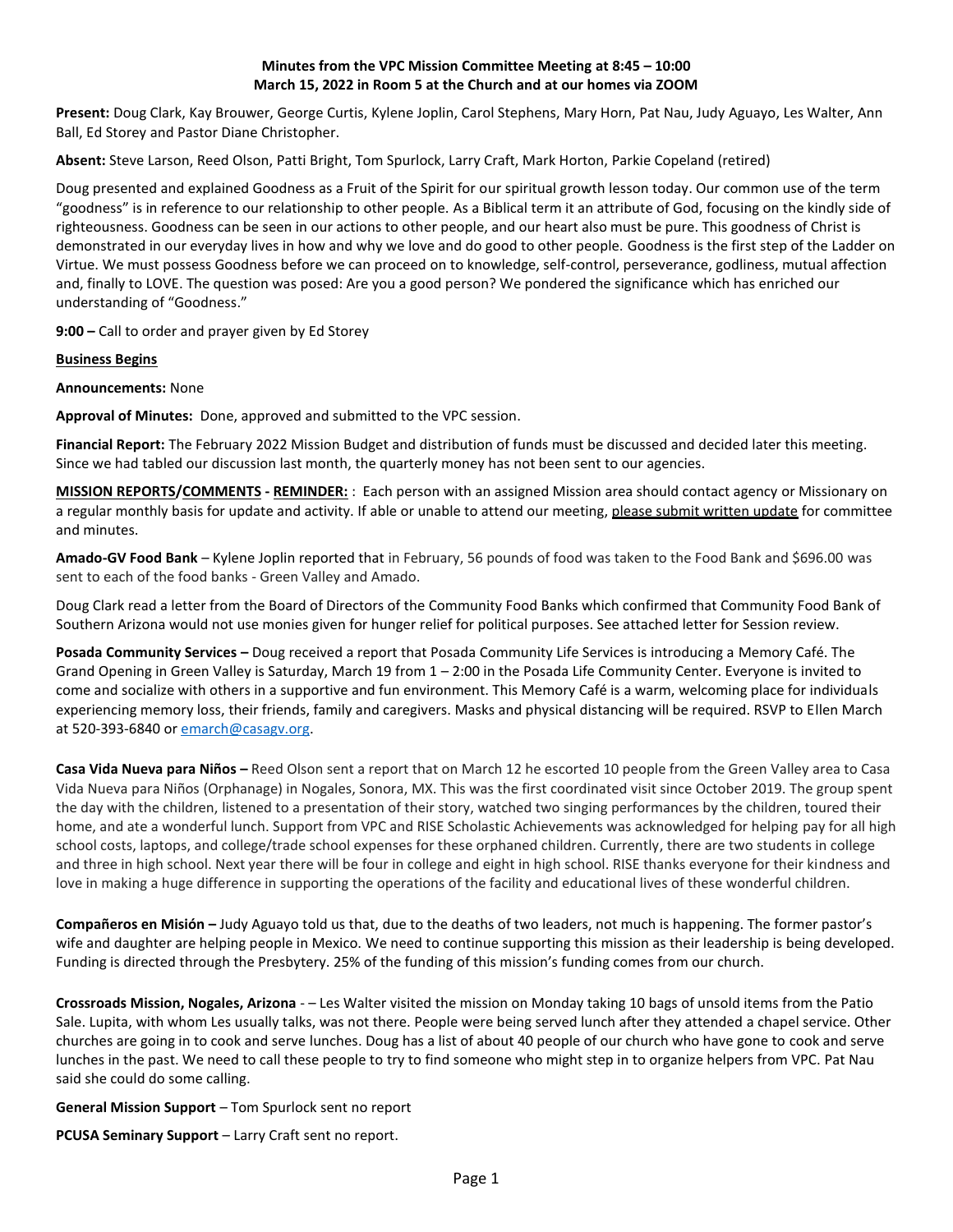**Minutes from the VPC Mission Committee Meeting at 8:45 – 10:00**
**March 15, 2022 in Room 5 at the Church and at our homes via ZOOM**

**Present:** Doug Clark, Kay Brouwer, George Curtis, Kylene Joplin, Carol Stephens, Mary Horn, Pat Nau, Judy Aguayo, Les Walter, Ann Ball, Ed Storey and Pastor Diane Christopher.

**Absent:** Steve Larson, Reed Olson, Patti Bright, Tom Spurlock, Larry Craft, Mark Horton, Parkie Copeland (retired)

Doug presented and explained Goodness as a Fruit of the Spirit for our spiritual growth lesson today. Our common use of the term "goodness" is in reference to our relationship to other people. As a Biblical term it an attribute of God, focusing on the kindly side of righteousness. Goodness can be seen in our actions to other people, and our heart also must be pure. This goodness of Christ is demonstrated in our everyday lives in how and why we love and do good to other people. Goodness is the first step of the Ladder on Virtue. We must possess Goodness before we can proceed on to knowledge, self-control, perseverance, godliness, mutual affection and, finally to LOVE. The question was posed: Are you a good person? We pondered the significance which has enriched our understanding of "Goodness."

**9:00 –** Call to order and prayer given by Ed Storey

**Business Begins**

**Announcements:** None

**Approval of Minutes:** Done, approved and submitted to the VPC session.

**Financial Report:** The February 2022 Mission Budget and distribution of funds must be discussed and decided later this meeting. Since we had tabled our discussion last month, the quarterly money has not been sent to our agencies.

**MISSION REPORTS/COMMENTS - REMINDER:** : Each person with an assigned Mission area should contact agency or Missionary on a regular monthly basis for update and activity. If able or unable to attend our meeting, please submit written update for committee and minutes.

**Amado-GV Food Bank** – Kylene Joplin reported that in February, 56 pounds of food was taken to the Food Bank and $696.00 was sent to each of the food banks - Green Valley and Amado.

Doug Clark read a letter from the Board of Directors of the Community Food Banks which confirmed that Community Food Bank of Southern Arizona would not use monies given for hunger relief for political purposes. See attached letter for Session review.

**Posada Community Services –** Doug received a report that Posada Community Life Services is introducing a Memory Café. The Grand Opening in Green Valley is Saturday, March 19 from 1 – 2:00 in the Posada Life Community Center. Everyone is invited to come and socialize with others in a supportive and fun environment. This Memory Café is a warm, welcoming place for individuals experiencing memory loss, their friends, family and caregivers. Masks and physical distancing will be required. RSVP to Ellen March at 520-393-6840 or emarch@casagv.org.

**Casa Vida Nueva para Niños –** Reed Olson sent a report that on March 12 he escorted 10 people from the Green Valley area to Casa Vida Nueva para Niños (Orphanage) in Nogales, Sonora, MX. This was the first coordinated visit since October 2019. The group spent the day with the children, listened to a presentation of their story, watched two singing performances by the children, toured their home, and ate a wonderful lunch. Support from VPC and RISE Scholastic Achievements was acknowledged for helping pay for all high school costs, laptops, and college/trade school expenses for these orphaned children. Currently, there are two students in college and three in high school. Next year there will be four in college and eight in high school. RISE thanks everyone for their kindness and love in making a huge difference in supporting the operations of the facility and educational lives of these wonderful children.

**Compañeros en Misión –** Judy Aguayo told us that, due to the deaths of two leaders, not much is happening. The former pastor's wife and daughter are helping people in Mexico. We need to continue supporting this mission as their leadership is being developed. Funding is directed through the Presbytery. 25% of the funding of this mission's funding comes from our church.

**Crossroads Mission, Nogales, Arizona** - – Les Walter visited the mission on Monday taking 10 bags of unsold items from the Patio Sale. Lupita, with whom Les usually talks, was not there. People were being served lunch after they attended a chapel service. Other churches are going in to cook and serve lunches. Doug has a list of about 40 people of our church who have gone to cook and serve lunches in the past. We need to call these people to try to find someone who might step in to organize helpers from VPC. Pat Nau said she could do some calling.

**General Mission Support** – Tom Spurlock sent no report

**PCUSA Seminary Support** – Larry Craft sent no report.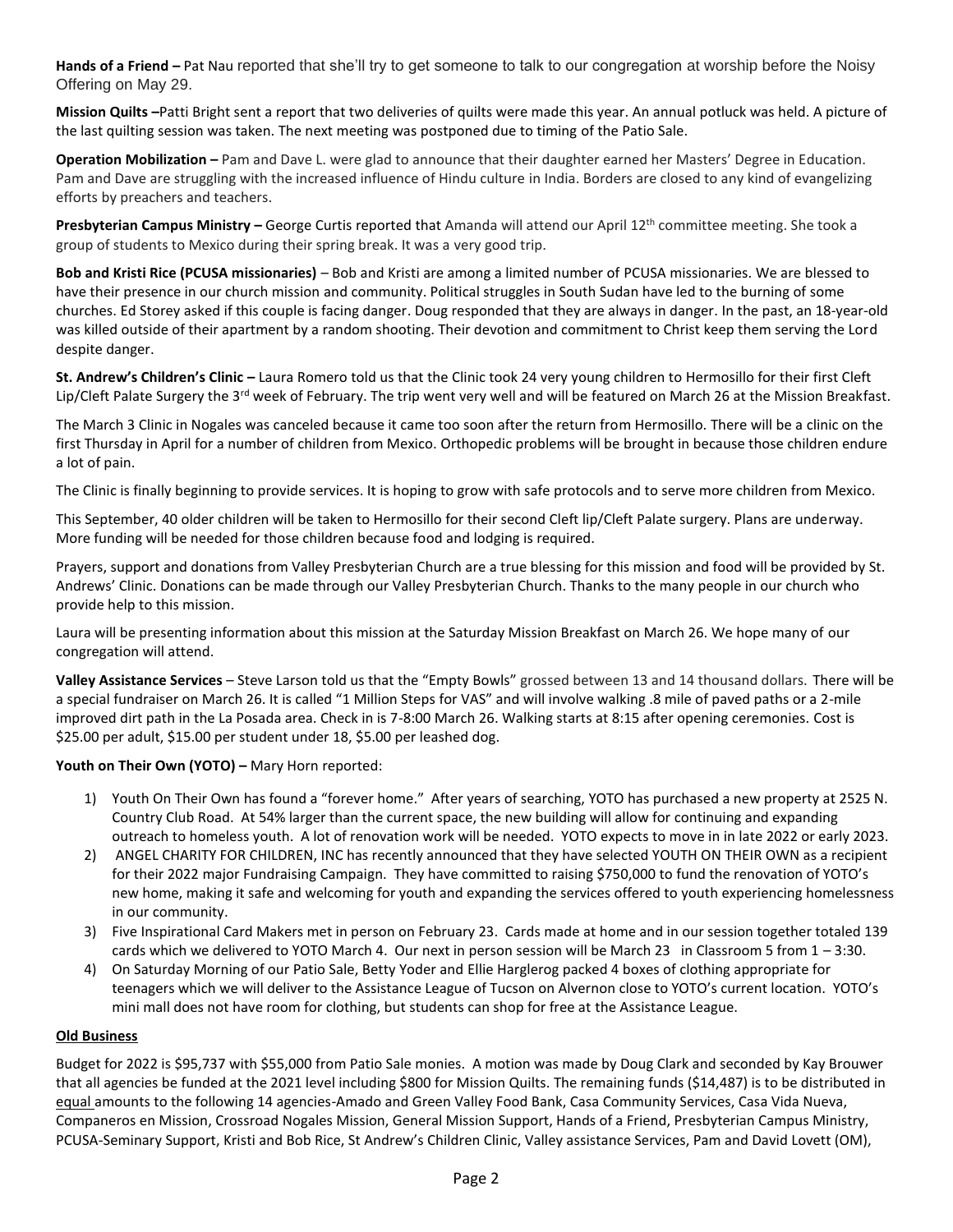**Hands of a Friend –** Pat Nau reported that she'll try to get someone to talk to our congregation at worship before the Noisy Offering on May 29.

**Mission Quilts –**Patti Bright sent a report that two deliveries of quilts were made this year. An annual potluck was held. A picture of the last quilting session was taken. The next meeting was postponed due to timing of the Patio Sale.

**Operation Mobilization –** Pam and Dave L. were glad to announce that their daughter earned her Masters' Degree in Education. Pam and Dave are struggling with the increased influence of Hindu culture in India. Borders are closed to any kind of evangelizing efforts by preachers and teachers.

**Presbyterian Campus Ministry –** George Curtis reported that Amanda will attend our April 12th committee meeting. She took a group of students to Mexico during their spring break. It was a very good trip.

**Bob and Kristi Rice (PCUSA missionaries)** – Bob and Kristi are among a limited number of PCUSA missionaries. We are blessed to have their presence in our church mission and community. Political struggles in South Sudan have led to the burning of some churches. Ed Storey asked if this couple is facing danger. Doug responded that they are always in danger. In the past, an 18-year-old was killed outside of their apartment by a random shooting. Their devotion and commitment to Christ keep them serving the Lord despite danger.

**St. Andrew's Children's Clinic –** Laura Romero told us that the Clinic took 24 very young children to Hermosillo for their first Cleft Lip/Cleft Palate Surgery the 3rd week of February. The trip went very well and will be featured on March 26 at the Mission Breakfast.

The March 3 Clinic in Nogales was canceled because it came too soon after the return from Hermosillo. There will be a clinic on the first Thursday in April for a number of children from Mexico. Orthopedic problems will be brought in because those children endure a lot of pain.

The Clinic is finally beginning to provide services. It is hoping to grow with safe protocols and to serve more children from Mexico.

This September, 40 older children will be taken to Hermosillo for their second Cleft lip/Cleft Palate surgery. Plans are underway. More funding will be needed for those children because food and lodging is required.

Prayers, support and donations from Valley Presbyterian Church are a true blessing for this mission and food will be provided by St. Andrews' Clinic. Donations can be made through our Valley Presbyterian Church. Thanks to the many people in our church who provide help to this mission.

Laura will be presenting information about this mission at the Saturday Mission Breakfast on March 26. We hope many of our congregation will attend.

**Valley Assistance Services** – Steve Larson told us that the "Empty Bowls" grossed between 13 and 14 thousand dollars. There will be a special fundraiser on March 26. It is called "1 Million Steps for VAS" and will involve walking .8 mile of paved paths or a 2-mile improved dirt path in the La Posada area. Check in is 7-8:00 March 26. Walking starts at 8:15 after opening ceremonies. Cost is $25.00 per adult, $15.00 per student under 18, $5.00 per leashed dog.

**Youth on Their Own (YOTO) –** Mary Horn reported:

1) Youth On Their Own has found a "forever home." After years of searching, YOTO has purchased a new property at 2525 N. Country Club Road. At 54% larger than the current space, the new building will allow for continuing and expanding outreach to homeless youth. A lot of renovation work will be needed. YOTO expects to move in in late 2022 or early 2023.
2) ANGEL CHARITY FOR CHILDREN, INC has recently announced that they have selected YOUTH ON THEIR OWN as a recipient for their 2022 major Fundraising Campaign. They have committed to raising $750,000 to fund the renovation of YOTO's new home, making it safe and welcoming for youth and expanding the services offered to youth experiencing homelessness in our community.
3) Five Inspirational Card Makers met in person on February 23. Cards made at home and in our session together totaled 139 cards which we delivered to YOTO March 4. Our next in person session will be March 23 in Classroom 5 from 1 – 3:30.
4) On Saturday Morning of our Patio Sale, Betty Yoder and Ellie Harglerog packed 4 boxes of clothing appropriate for teenagers which we will deliver to the Assistance League of Tucson on Alvernon close to YOTO's current location. YOTO's mini mall does not have room for clothing, but students can shop for free at the Assistance League.

**Old Business**

Budget for 2022 is $95,737 with $55,000 from Patio Sale monies. A motion was made by Doug Clark and seconded by Kay Brouwer that all agencies be funded at the 2021 level including $800 for Mission Quilts. The remaining funds ($14,487) is to be distributed in equal amounts to the following 14 agencies-Amado and Green Valley Food Bank, Casa Community Services, Casa Vida Nueva, Companeros en Mission, Crossroad Nogales Mission, General Mission Support, Hands of a Friend, Presbyterian Campus Ministry, PCUSA-Seminary Support, Kristi and Bob Rice, St Andrew's Children Clinic, Valley assistance Services, Pam and David Lovett (OM),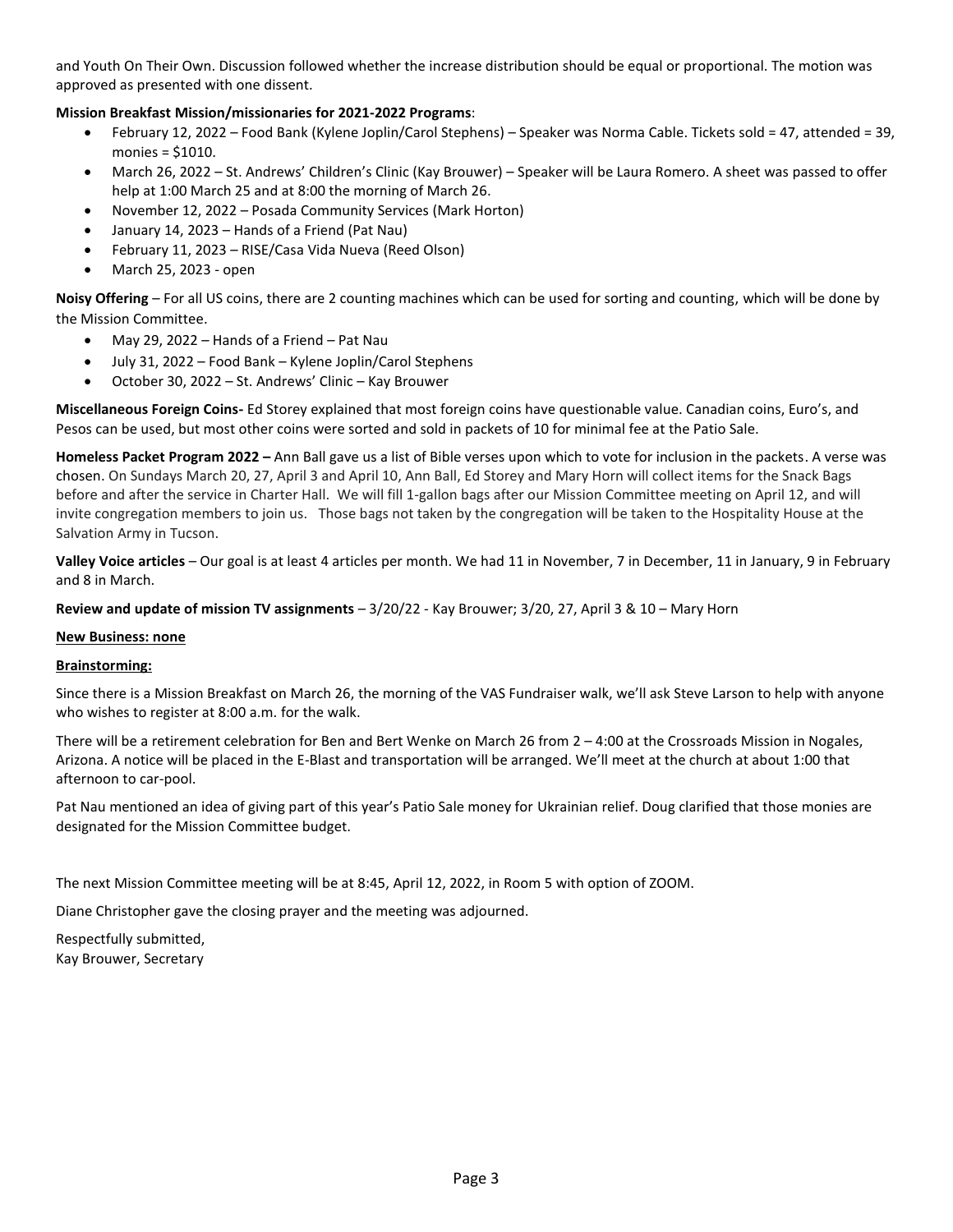and Youth On Their Own. Discussion followed whether the increase distribution should be equal or proportional. The motion was approved as presented with one dissent.

**Mission Breakfast Mission/missionaries for 2021-2022 Programs**:

- February 12, 2022 – Food Bank (Kylene Joplin/Carol Stephens) – Speaker was Norma Cable. Tickets sold = 47, attended = 39, monies = $1010.
- March 26, 2022 – St. Andrews' Children's Clinic (Kay Brouwer) – Speaker will be Laura Romero. A sheet was passed to offer help at 1:00 March 25 and at 8:00 the morning of March 26.
- November 12, 2022 – Posada Community Services (Mark Horton)
- January 14, 2023 – Hands of a Friend (Pat Nau)
- February 11, 2023 – RISE/Casa Vida Nueva (Reed Olson)
- March 25, 2023 - open

**Noisy Offering** – For all US coins, there are 2 counting machines which can be used for sorting and counting, which will be done by the Mission Committee.

- May 29, 2022 – Hands of a Friend – Pat Nau
- July 31, 2022 – Food Bank – Kylene Joplin/Carol Stephens
- October 30, 2022 – St. Andrews' Clinic – Kay Brouwer

**Miscellaneous Foreign Coins-** Ed Storey explained that most foreign coins have questionable value. Canadian coins, Euro's, and Pesos can be used, but most other coins were sorted and sold in packets of 10 for minimal fee at the Patio Sale.

**Homeless Packet Program 2022 –** Ann Ball gave us a list of Bible verses upon which to vote for inclusion in the packets. A verse was chosen. On Sundays March 20, 27, April 3 and April 10, Ann Ball, Ed Storey and Mary Horn will collect items for the Snack Bags before and after the service in Charter Hall. We will fill 1-gallon bags after our Mission Committee meeting on April 12, and will invite congregation members to join us. Those bags not taken by the congregation will be taken to the Hospitality House at the Salvation Army in Tucson.

**Valley Voice articles** – Our goal is at least 4 articles per month. We had 11 in November, 7 in December, 11 in January, 9 in February and 8 in March.

**Review and update of mission TV assignments** – 3/20/22 - Kay Brouwer; 3/20, 27, April 3 & 10 – Mary Horn

**New Business: none**

**Brainstorming:**

Since there is a Mission Breakfast on March 26, the morning of the VAS Fundraiser walk, we'll ask Steve Larson to help with anyone who wishes to register at 8:00 a.m. for the walk.

There will be a retirement celebration for Ben and Bert Wenke on March 26 from 2 – 4:00 at the Crossroads Mission in Nogales, Arizona. A notice will be placed in the E-Blast and transportation will be arranged. We'll meet at the church at about 1:00 that afternoon to car-pool.

Pat Nau mentioned an idea of giving part of this year's Patio Sale money for Ukrainian relief. Doug clarified that those monies are designated for the Mission Committee budget.

The next Mission Committee meeting will be at 8:45, April 12, 2022, in Room 5 with option of ZOOM.

Diane Christopher gave the closing prayer and the meeting was adjourned.

Respectfully submitted,
Kay Brouwer, Secretary